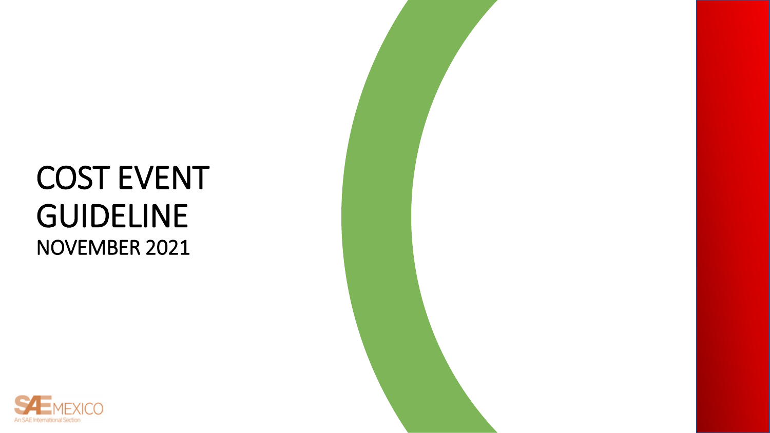# COST EVENT GUIDELINE

NOVEMBER 2021

SAE MEXICO

An SAE International Section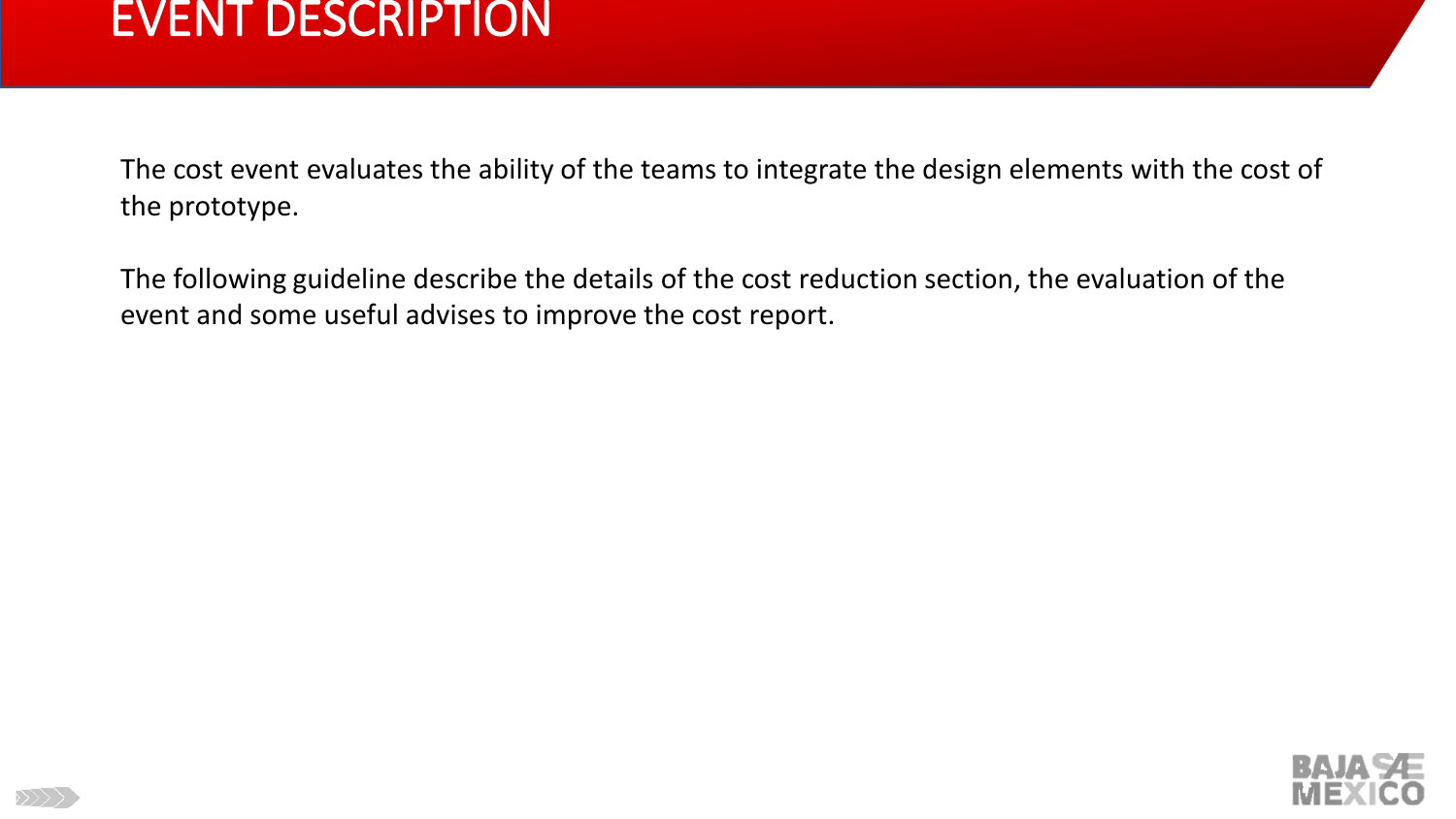# EVENT DESCRIPTION

The cost event evaluates the ability of the teams to integrate the design elements with the cost of the prototype.

The following guideline describe the details of the cost reduction section, the evaluation of the event and some useful advises to improve the cost report.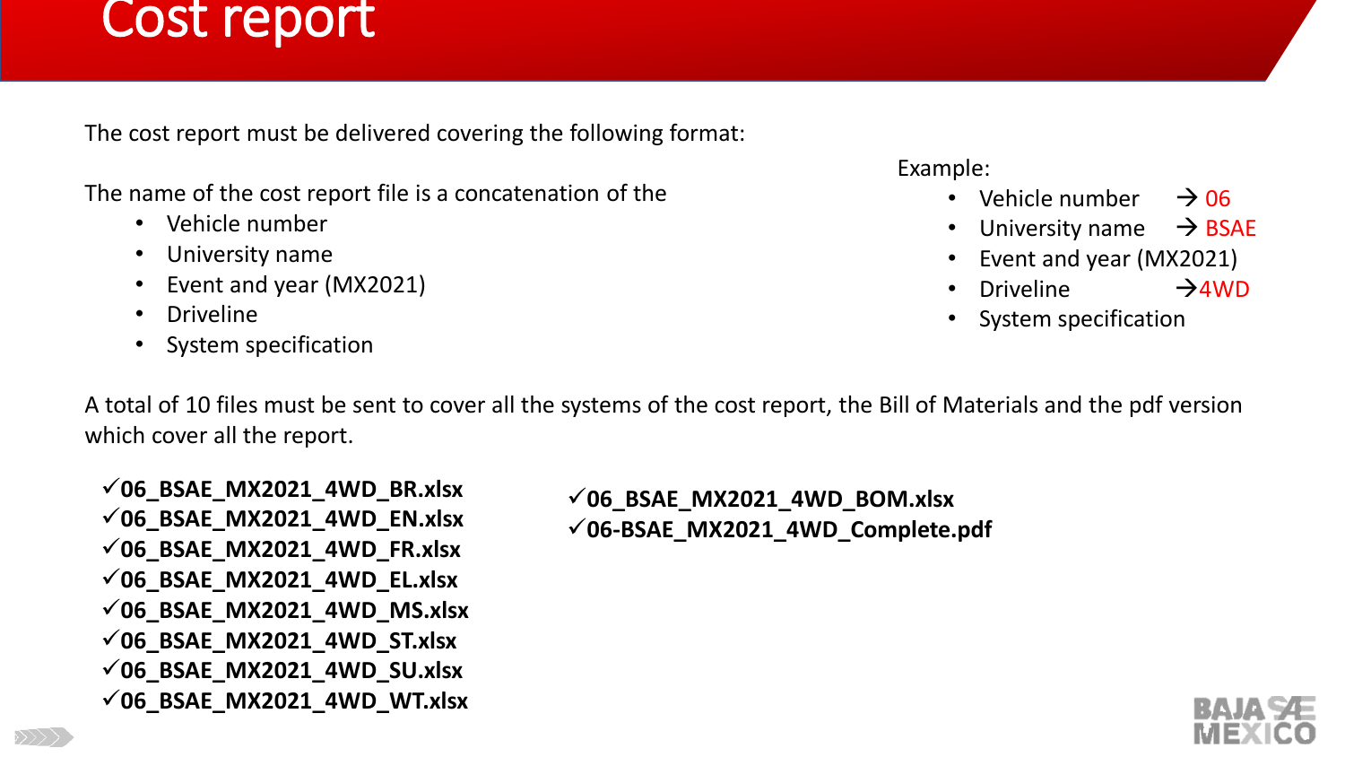# Cost report

The cost report must be delivered covering the following format:

The name of the cost report file is a concatenation of the

- Vehicle number
- University name
- Event and year (MX2021)
- Driveline
- System specification

Example:

- Vehicle number → 06
- University name → BSAE
- Event and year (MX2021)
- Driveline →4WD
- System specification

A total of 10 files must be sent to cover all the systems of the cost report, the Bill of Materials and the pdf version which cover all the report.

- ✓**06_BSAE_MX2021_4WD_BR.xlsx**
- ✓**06_BSAE_MX2021_4WD_EN.xlsx**
- ✓**06_BSAE_MX2021_4WD_FR.xlsx**
- ✓**06_BSAE_MX2021_4WD_EL.xlsx**
- ✓**06_BSAE_MX2021_4WD_MS.xlsx**
- ✓**06_BSAE_MX2021_4WD_ST.xlsx**
- ✓**06_BSAE_MX2021_4WD_SU.xlsx**
- ✓**06_BSAE_MX2021_4WD_WT.xlsx**
- ✓**06_BSAE_MX2021_4WD_BOM.xlsx**
- ✓**06-BSAE_MX2021_4WD_Complete.pdf**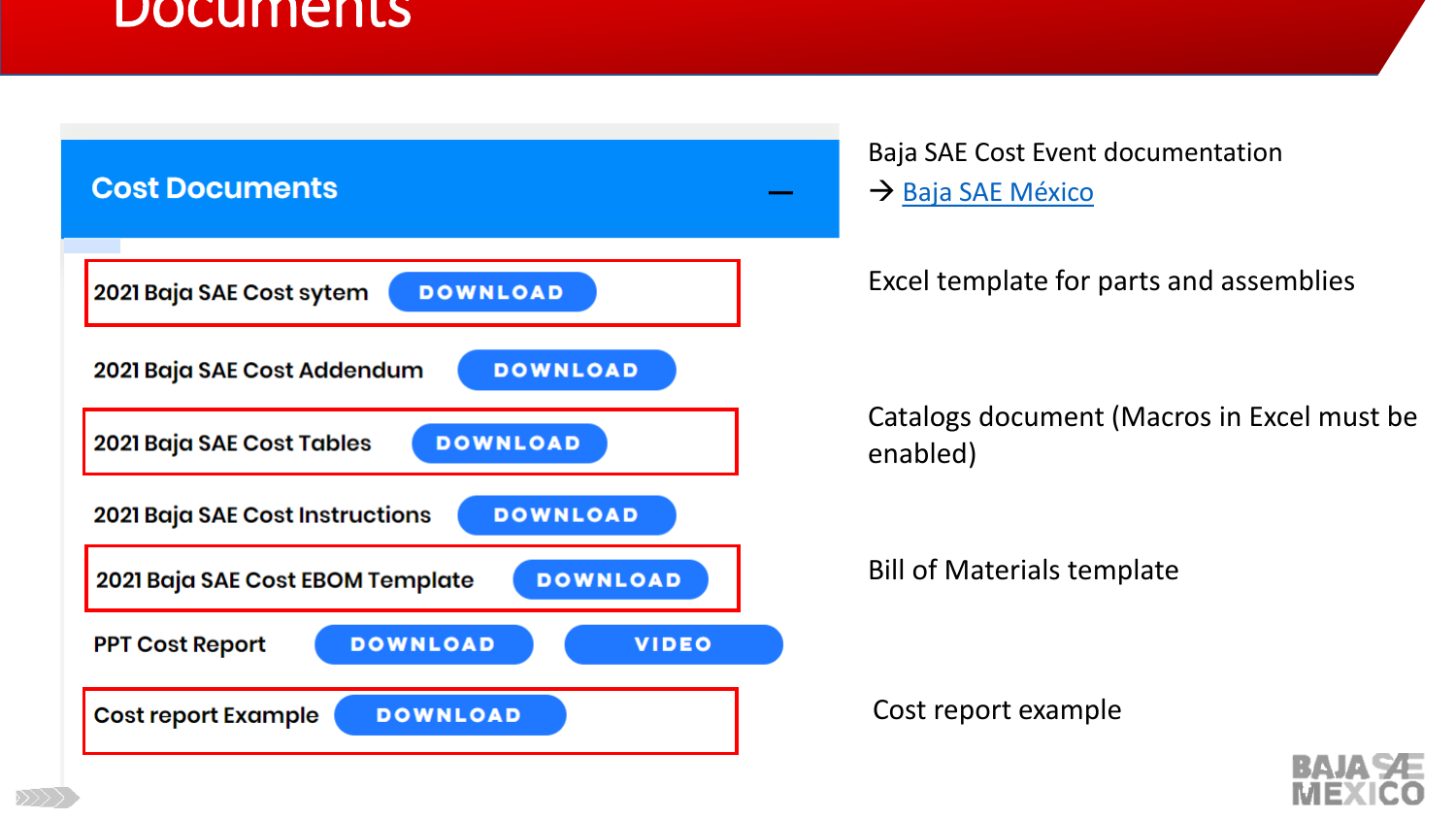# Documents

## Cost Documents

- 2021 Baja SAE Cost sytem — DOWNLOAD
- 2021 Baja SAE Cost Addendum — DOWNLOAD
- 2021 Baja SAE Cost Tables — DOWNLOAD
- 2021 Baja SAE Cost Instructions — DOWNLOAD
- 2021 Baja SAE Cost EBOM Template — DOWNLOAD
- PPT Cost Report — DOWNLOAD — VIDEO
- Cost report Example — DOWNLOAD

Baja SAE Cost Event documentation
→ [Baja SAE México]

Excel template for parts and assemblies

Catalogs document (Macros in Excel must be enabled)

Bill of Materials template

Cost report example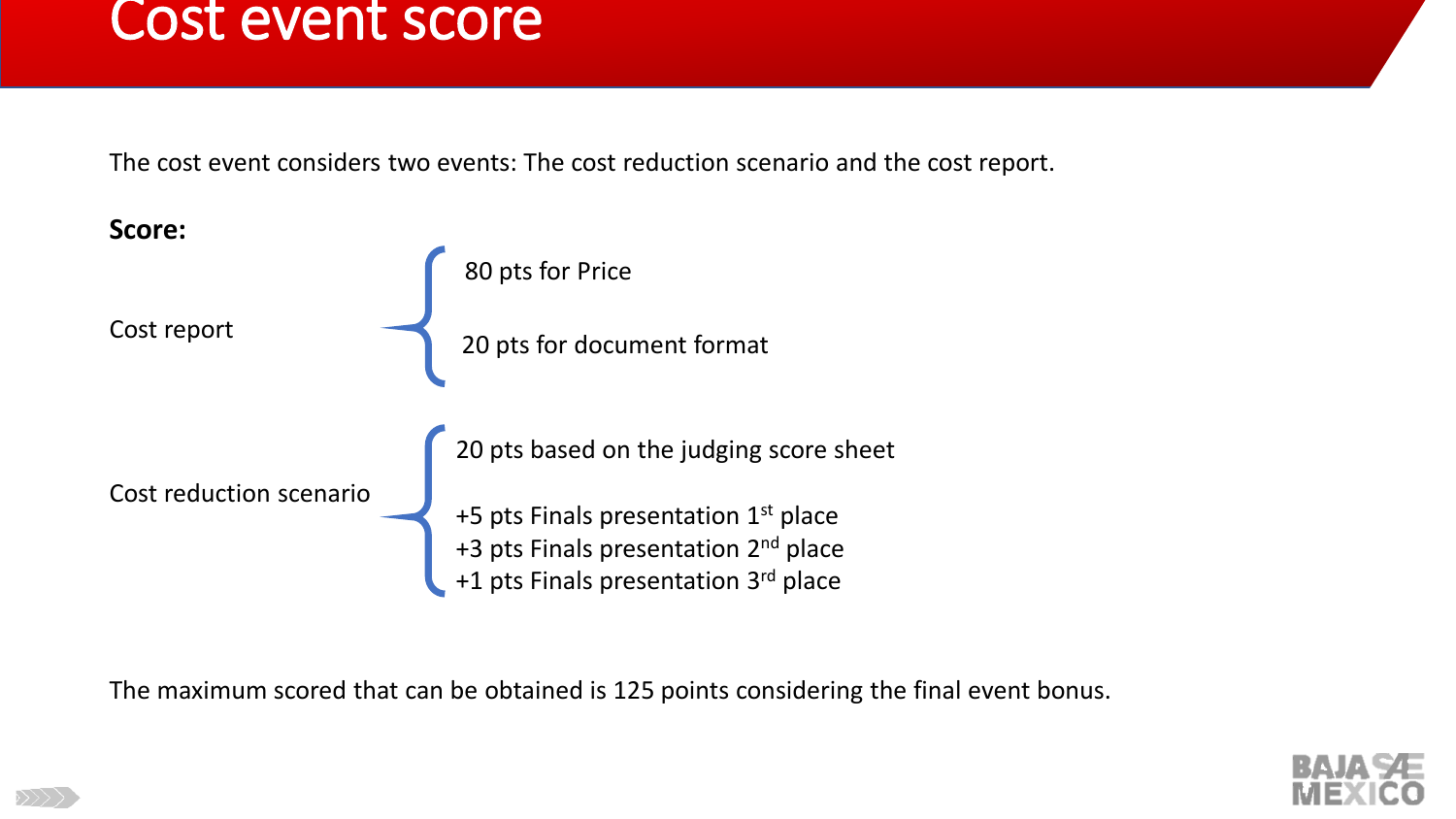# Cost event score

The cost event considers two events: The cost reduction scenario and the cost report.

**Score:**

Cost report

- 80 pts for Price
- 20 pts for document format

Cost reduction scenario

- 20 pts based on the judging score sheet
- +5 pts Finals presentation 1st place
- +3 pts Finals presentation 2nd place
- +1 pts Finals presentation 3rd place

The maximum scored that can be obtained is 125 points considering the final event bonus.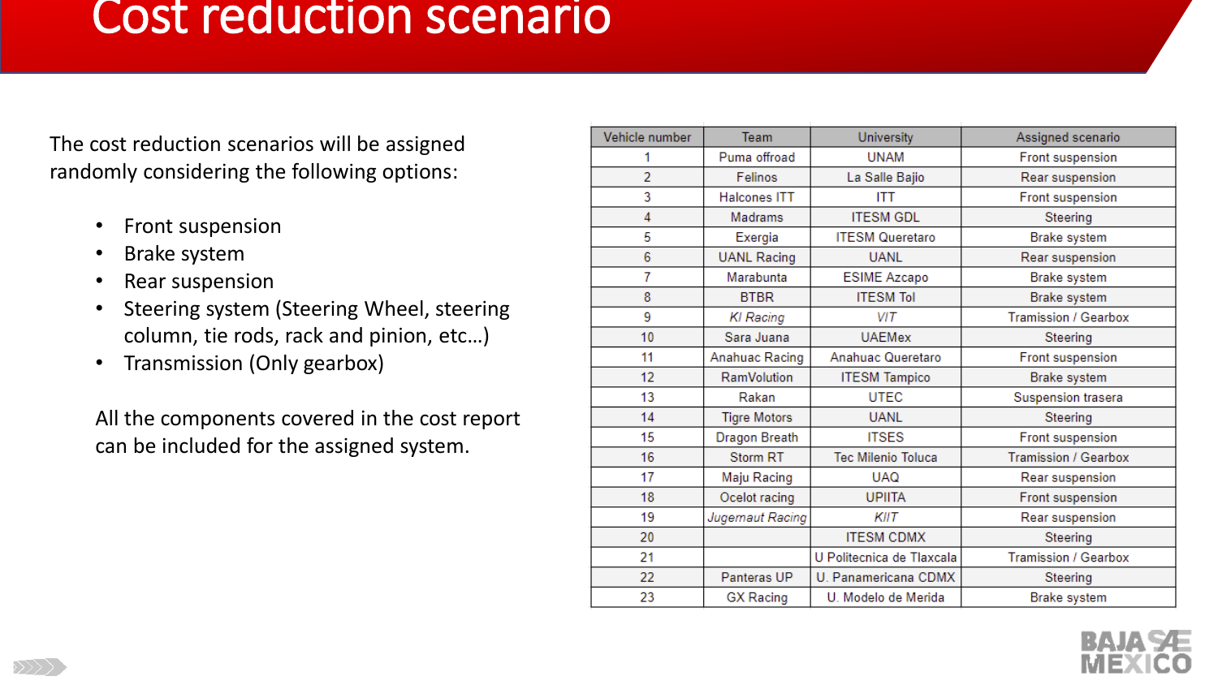# Cost reduction scenario

The cost reduction scenarios will be assigned randomly considering the following options:

- Front suspension
- Brake system
- Rear suspension
- Steering system (Steering Wheel, steering column, tie rods, rack and pinion, etc…)
- Transmission (Only gearbox)

All the components covered in the cost report can be included for the assigned system.

| Vehicle number | Team | University | Assigned scenario |
|---|---|---|---|
| 1 | Puma offroad | UNAM | Front suspension |
| 2 | Felinos | La Salle Bajio | Rear suspension |
| 3 | Halcones ITT | ITT | Front suspension |
| 4 | Madrams | ITESM GDL | Steering |
| 5 | Exergia | ITESM Queretaro | Brake system |
| 6 | UANL Racing | UANL | Rear suspension |
| 7 | Marabunta | ESIME Azcapo | Brake system |
| 8 | BTBR | ITESM Tol | Brake system |
| 9 | *KI Racing* | *VIT* | Tramission / Gearbox |
| 10 | Sara Juana | UAEMex | Steering |
| 11 | Anahuac Racing | Anahuac Queretaro | Front suspension |
| 12 | RamVolution | ITESM Tampico | Brake system |
| 13 | Rakan | UTEC | Suspension trasera |
| 14 | Tigre Motors | UANL | Steering |
| 15 | Dragon Breath | ITSES | Front suspension |
| 16 | Storm RT | Tec Milenio Toluca | Tramission / Gearbox |
| 17 | Maju Racing | UAQ | Rear suspension |
| 18 | Ocelot racing | UPIITA | Front suspension |
| 19 | *Jugernaut Racing* | *KIIT* | Rear suspension |
| 20 | | ITESM CDMX | Steering |
| 21 | | U Politecnica de Tlaxcala | Tramission / Gearbox |
| 22 | Panteras UP | U. Panamericana CDMX | Steering |
| 23 | GX Racing | U. Modelo de Merida | Brake system |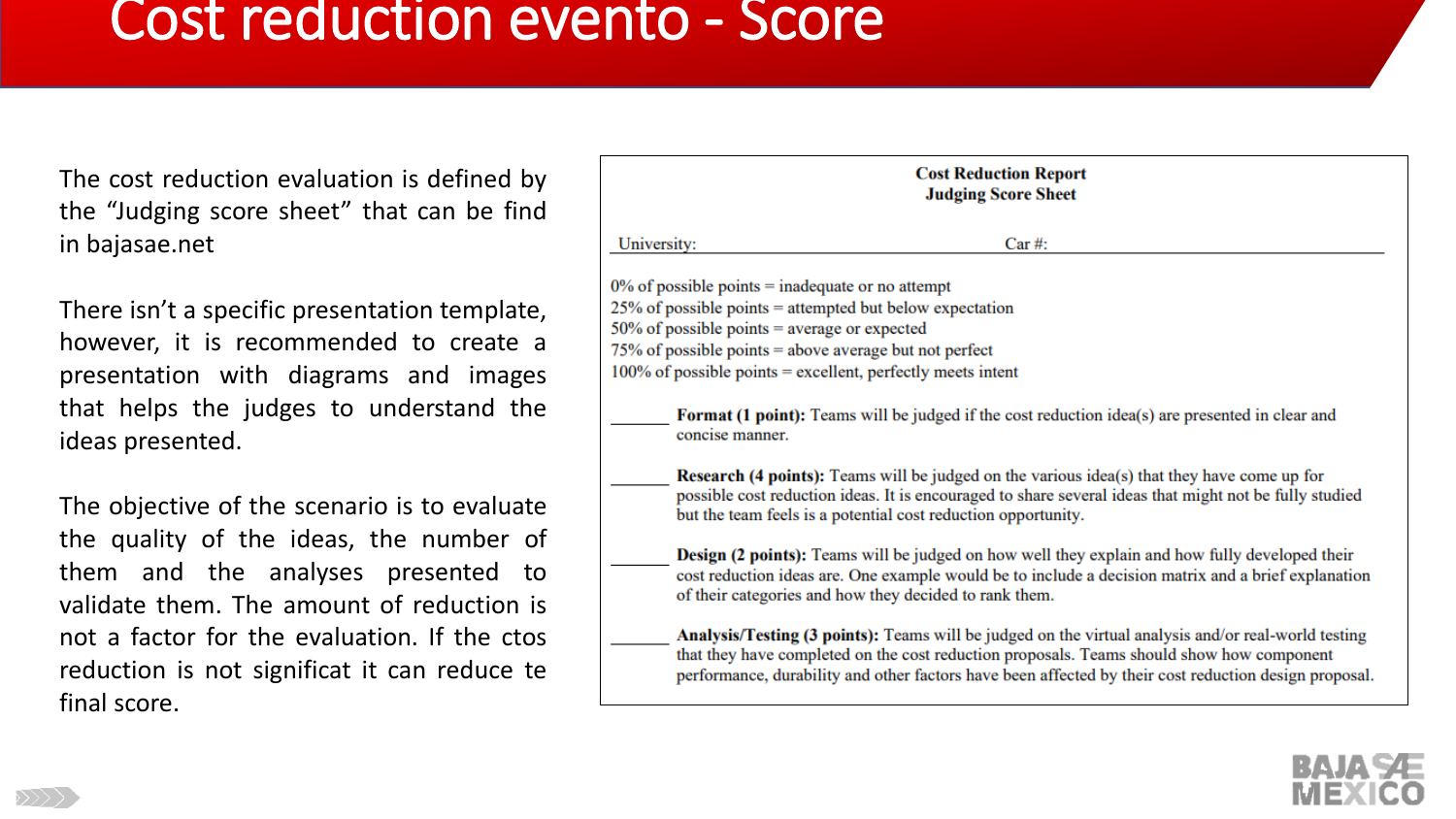# Cost reduction evento - Score

The cost reduction evaluation is defined by the “Judging score sheet” that can be find in bajasae.net

There isn’t a specific presentation template, however, it is recommended to create a presentation with diagrams and images that helps the judges to understand the ideas presented.

The objective of the scenario is to evaluate the quality of the ideas, the number of them and the analyses presented to validate them. The amount of reduction is not a factor for the evaluation. If the ctos reduction is not significat it can reduce te final score.

**Cost Reduction Report**
**Judging Score Sheet**

University: Car #:

0% of possible points = inadequate or no attempt
25% of possible points = attempted but below expectation
50% of possible points = average or expected
75% of possible points = above average but not perfect
100% of possible points = excellent, perfectly meets intent

______ **Format (1 point):** Teams will be judged if the cost reduction idea(s) are presented in clear and concise manner.

______ **Research (4 points):** Teams will be judged on the various idea(s) that they have come up for possible cost reduction ideas. It is encouraged to share several ideas that might not be fully studied but the team feels is a potential cost reduction opportunity.

______ **Design (2 points):** Teams will be judged on how well they explain and how fully developed their cost reduction ideas are. One example would be to include a decision matrix and a brief explanation of their categories and how they decided to rank them.

______ **Analysis/Testing (3 points):** Teams will be judged on the virtual analysis and/or real-world testing that they have completed on the cost reduction proposals. Teams should show how component performance, durability and other factors have been affected by their cost reduction design proposal.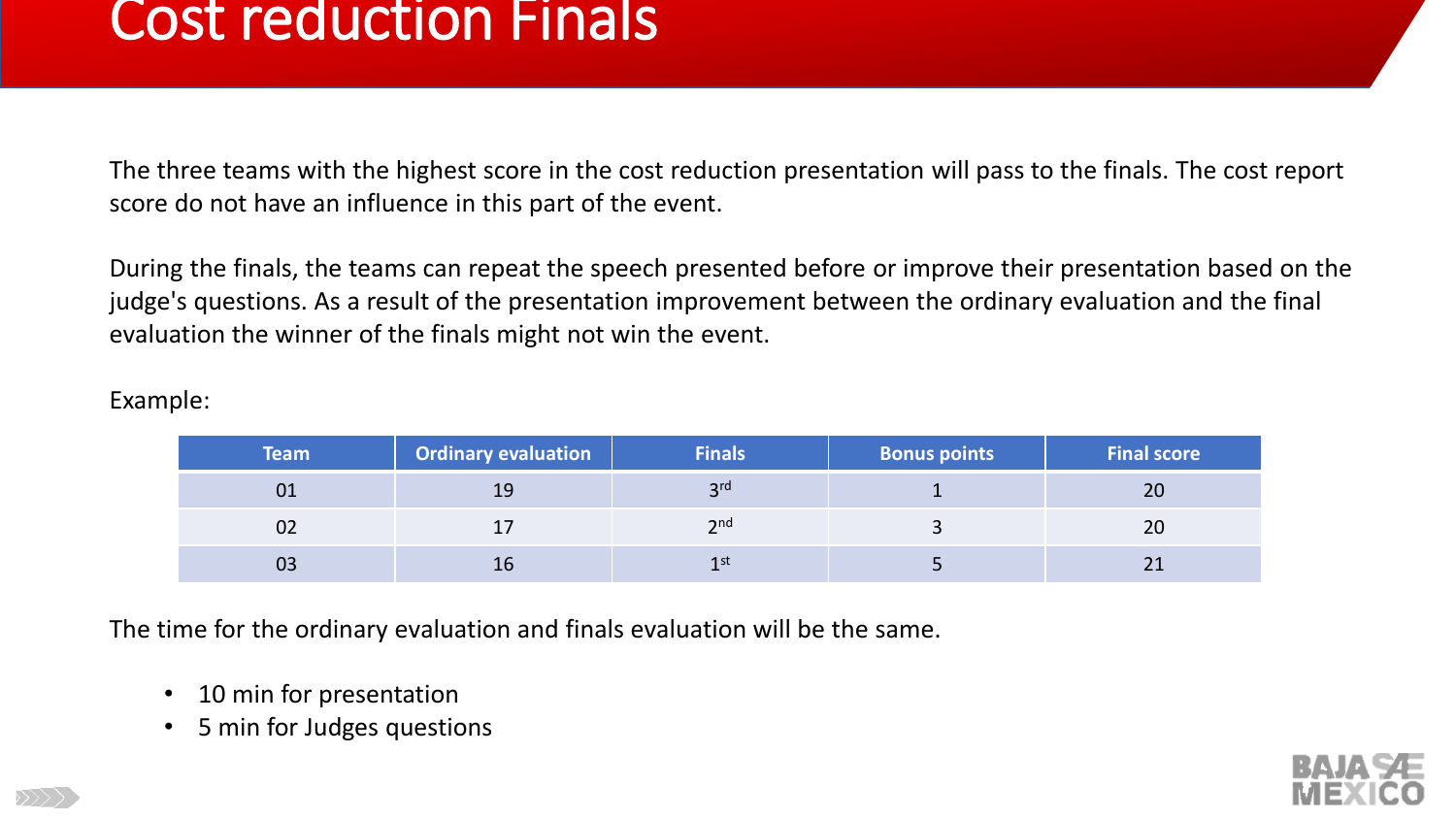# Cost reduction Finals

The three teams with the highest score in the cost reduction presentation will pass to the finals. The cost report score do not have an influence in this part of the event.

During the finals, the teams can repeat the speech presented before or improve their presentation based on the judge's questions. As a result of the presentation improvement between the ordinary evaluation and the final evaluation the winner of the finals might not win the event.

Example:

| Team | Ordinary evaluation | Finals | Bonus points | Final score |
|---|---|---|---|---|
| 01 | 19 | 3rd | 1 | 20 |
| 02 | 17 | 2nd | 3 | 20 |
| 03 | 16 | 1st | 5 | 21 |

The time for the ordinary evaluation and finals evaluation will be the same.

- 10 min for presentation
- 5 min for Judges questions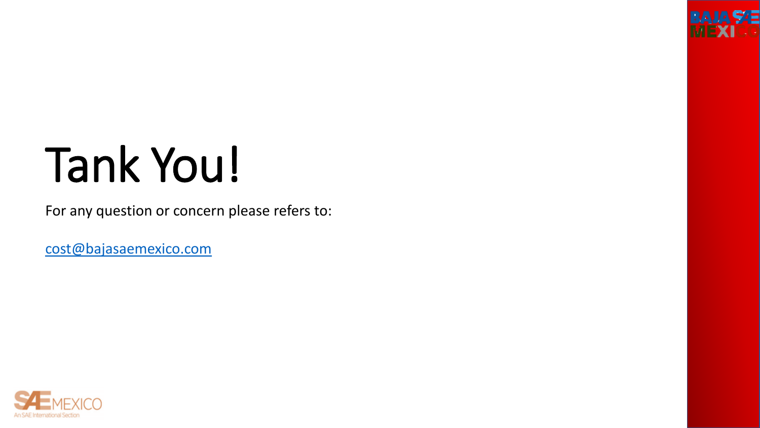# Tank You!

For any question or concern please refers to:

cost@bajasaemexico.com